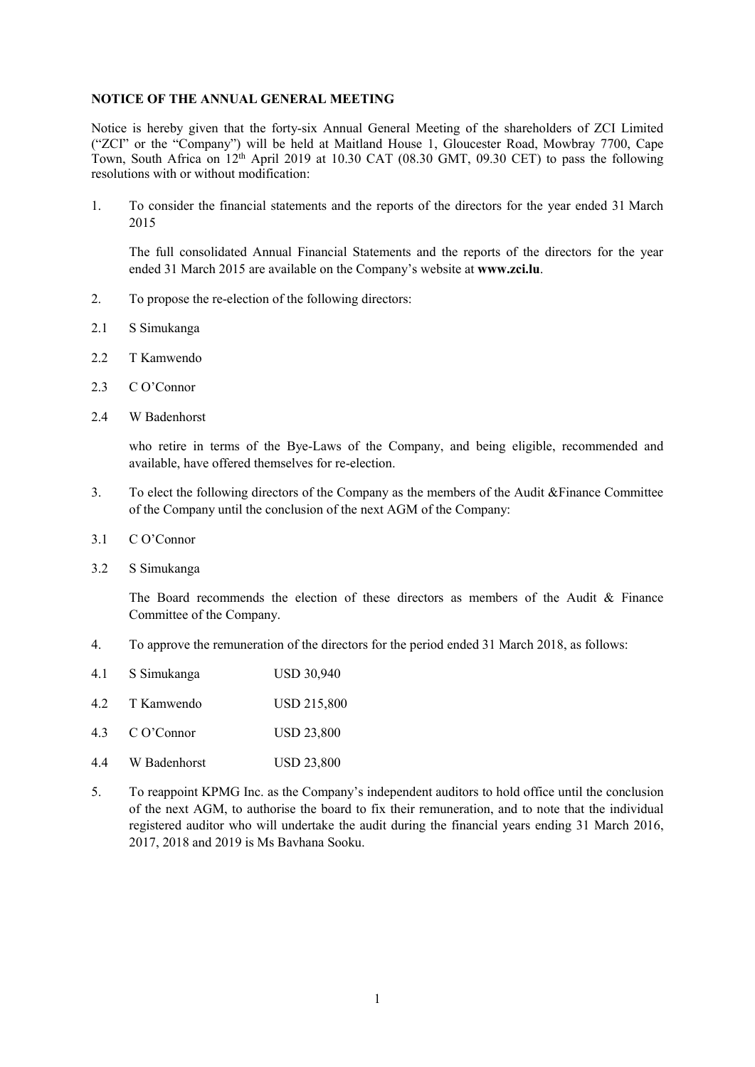**NOTICE OF THE ANNUAL GENERAL MEETING**

Notice is hereby given that the forty-six Annual General Meeting of the shareholders of ZCI Limited ("ZCI" or the "Company") will be held at Maitland House 1, Gloucester Road, Mowbray 7700, Cape Town, South Africa on 12th April 2019 at 10.30 CAT (08.30 GMT, 09.30 CET) to pass the following resolutions with or without modification:

1. To consider the financial statements and the reports of the directors for the year ended 31 March 2015

   The full consolidated Annual Financial Statements and the reports of the directors for the year ended 31 March 2015 are available on the Company's website at **www.zci.lu**.

2. To propose the re-election of the following directors:

2.1 S Simukanga

2.2 T Kamwendo

2.3 C O'Connor

2.4 W Badenhorst

   who retire in terms of the Bye-Laws of the Company, and being eligible, recommended and available, have offered themselves for re-election.

3. To elect the following directors of the Company as the members of the Audit &Finance Committee of the Company until the conclusion of the next AGM of the Company:

3.1 C O'Connor

3.2 S Simukanga

   The Board recommends the election of these directors as members of the Audit & Finance Committee of the Company.

4. To approve the remuneration of the directors for the period ended 31 March 2018, as follows:

| | | |
|---|---|---|
| 4.1 | S Simukanga | USD 30,940 |
| 4.2 | T Kamwendo | USD 215,800 |
| 4.3 | C O'Connor | USD 23,800 |
| 4.4 | W Badenhorst | USD 23,800 |

5. To reappoint KPMG Inc. as the Company's independent auditors to hold office until the conclusion of the next AGM, to authorise the board to fix their remuneration, and to note that the individual registered auditor who will undertake the audit during the financial years ending 31 March 2016, 2017, 2018 and 2019 is Ms Bavhana Sooku.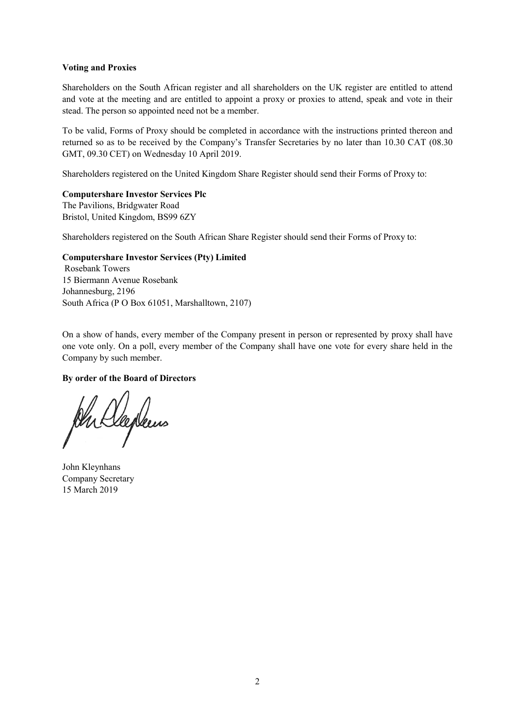**Voting and Proxies**

Shareholders on the South African register and all shareholders on the UK register are entitled to attend and vote at the meeting and are entitled to appoint a proxy or proxies to attend, speak and vote in their stead. The person so appointed need not be a member.

To be valid, Forms of Proxy should be completed in accordance with the instructions printed thereon and returned so as to be received by the Company's Transfer Secretaries by no later than 10.30 CAT (08.30 GMT, 09.30 CET) on Wednesday 10 April 2019.

Shareholders registered on the United Kingdom Share Register should send their Forms of Proxy to:

**Computershare Investor Services Plc**
The Pavilions, Bridgwater Road
Bristol, United Kingdom, BS99 6ZY

Shareholders registered on the South African Share Register should send their Forms of Proxy to:

**Computershare Investor Services (Pty) Limited**
Rosebank Towers
15 Biermann Avenue Rosebank
Johannesburg, 2196
South Africa (P O Box 61051, Marshalltown, 2107)

On a show of hands, every member of the Company present in person or represented by proxy shall have one vote only. On a poll, every member of the Company shall have one vote for every share held in the Company by such member.

**By order of the Board of Directors**

John Kleynhans
Company Secretary
15 March 2019